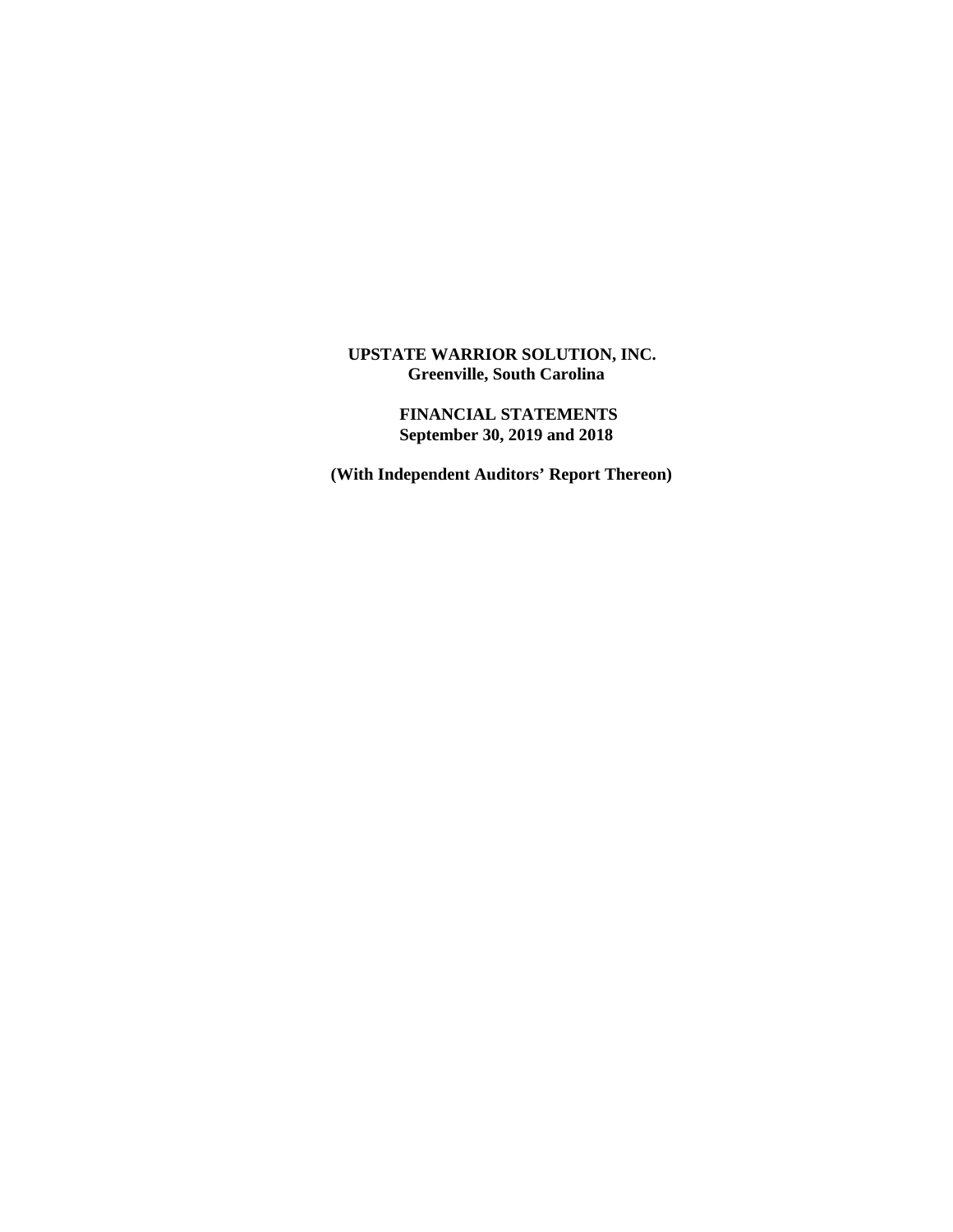**UPSTATE WARRIOR SOLUTION, INC.**
**Greenville, South Carolina**

**FINANCIAL STATEMENTS**
**September 30, 2019 and 2018**

**(With Independent Auditors' Report Thereon)**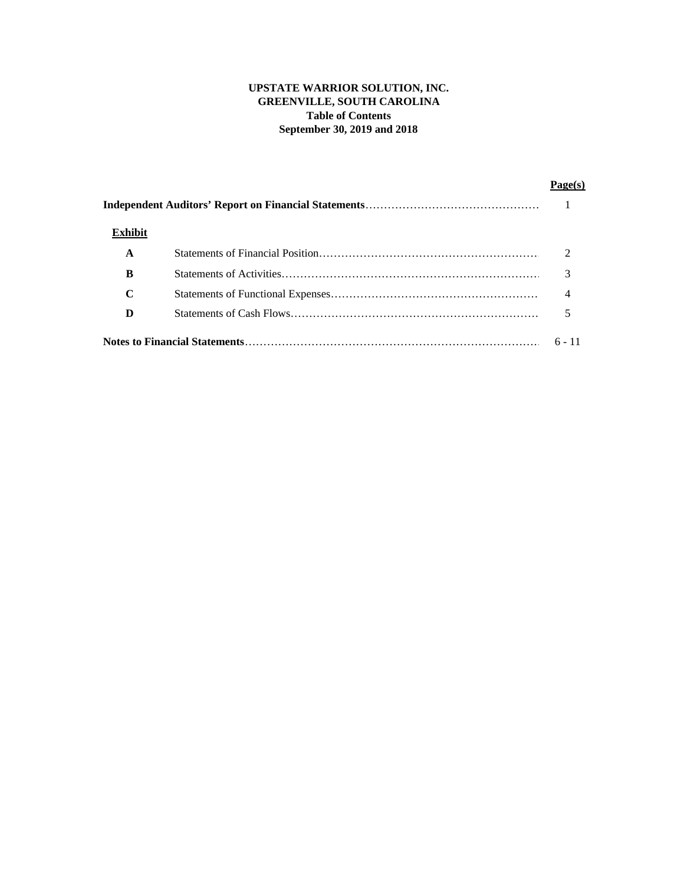**UPSTATE WARRIOR SOLUTION, INC.**
**GREENVILLE, SOUTH CAROLINA**
**Table of Contents**
**September 30, 2019 and 2018**

| | | Page(s) |
|---|---|---|
| **Independent Auditors' Report on Financial Statements** | | 1 |
| **Exhibit** | | |
| **A** | Statements of Financial Position | 2 |
| **B** | Statements of Activities | 3 |
| **C** | Statements of Functional Expenses | 4 |
| **D** | Statements of Cash Flows | 5 |
| **Notes to Financial Statements** | | 6 - 11 |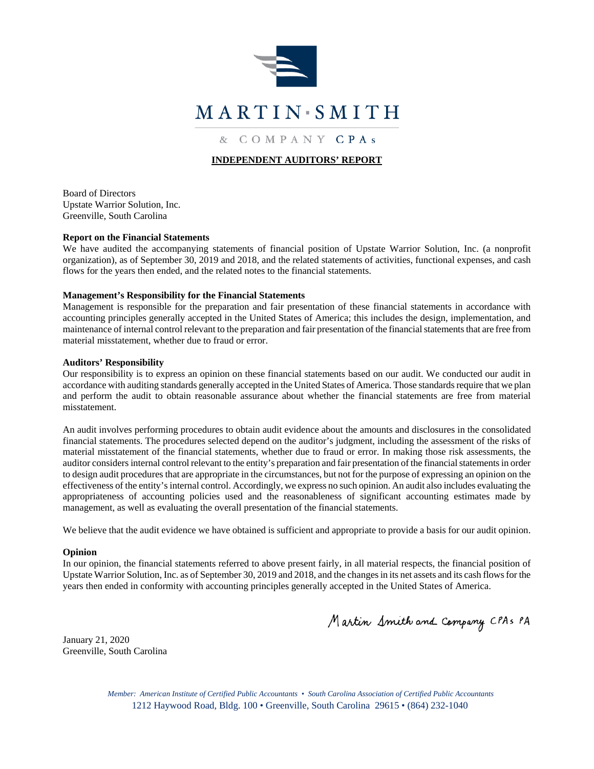MARTIN·SMITH

& COMPANY CPAs

## INDEPENDENT AUDITORS' REPORT

Board of Directors
Upstate Warrior Solution, Inc.
Greenville, South Carolina

**Report on the Financial Statements**

We have audited the accompanying statements of financial position of Upstate Warrior Solution, Inc. (a nonprofit organization), as of September 30, 2019 and 2018, and the related statements of activities, functional expenses, and cash flows for the years then ended, and the related notes to the financial statements.

**Management's Responsibility for the Financial Statements**

Management is responsible for the preparation and fair presentation of these financial statements in accordance with accounting principles generally accepted in the United States of America; this includes the design, implementation, and maintenance of internal control relevant to the preparation and fair presentation of the financial statements that are free from material misstatement, whether due to fraud or error.

**Auditors' Responsibility**

Our responsibility is to express an opinion on these financial statements based on our audit. We conducted our audit in accordance with auditing standards generally accepted in the United States of America. Those standards require that we plan and perform the audit to obtain reasonable assurance about whether the financial statements are free from material misstatement.

An audit involves performing procedures to obtain audit evidence about the amounts and disclosures in the consolidated financial statements. The procedures selected depend on the auditor's judgment, including the assessment of the risks of material misstatement of the financial statements, whether due to fraud or error. In making those risk assessments, the auditor considers internal control relevant to the entity's preparation and fair presentation of the financial statements in order to design audit procedures that are appropriate in the circumstances, but not for the purpose of expressing an opinion on the effectiveness of the entity's internal control. Accordingly, we express no such opinion. An audit also includes evaluating the appropriateness of accounting policies used and the reasonableness of significant accounting estimates made by management, as well as evaluating the overall presentation of the financial statements.

We believe that the audit evidence we have obtained is sufficient and appropriate to provide a basis for our audit opinion.

**Opinion**

In our opinion, the financial statements referred to above present fairly, in all material respects, the financial position of Upstate Warrior Solution, Inc. as of September 30, 2019 and 2018, and the changes in its net assets and its cash flows for the years then ended in conformity with accounting principles generally accepted in the United States of America.

Martin Smith and Company CPAs PA

January 21, 2020
Greenville, South Carolina

*Member: American Institute of Certified Public Accountants • South Carolina Association of Certified Public Accountants*
1212 Haywood Road, Bldg. 100 • Greenville, South Carolina 29615 • (864) 232-1040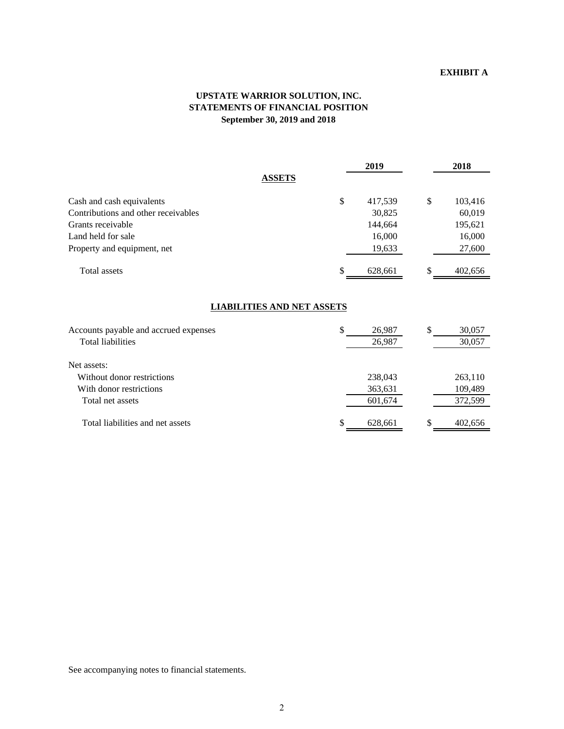**EXHIBIT A**

# UPSTATE WARRIOR SOLUTION, INC.
## STATEMENTS OF FINANCIAL POSITION
### September 30, 2019 and 2018

| | 2019 | 2018 |
|---|---|---|
| **ASSETS** | | |
| Cash and cash equivalents | $ 417,539 | $ 103,416 |
| Contributions and other receivables | 30,825 | 60,019 |
| Grants receivable | 144,664 | 195,621 |
| Land held for sale | 16,000 | 16,000 |
| Property and equipment, net | 19,633 | 27,600 |
| Total assets | $ 628,661 | $ 402,656 |
| **LIABILITIES AND NET ASSETS** | | |
| Accounts payable and accrued expenses | $ 26,987 | $ 30,057 |
| Total liabilities | 26,987 | 30,057 |
| Net assets: | | |
| Without donor restrictions | 238,043 | 263,110 |
| With donor restrictions | 363,631 | 109,489 |
| Total net assets | 601,674 | 372,599 |
| Total liabilities and net assets | $ 628,661 | $ 402,656 |

See accompanying notes to financial statements.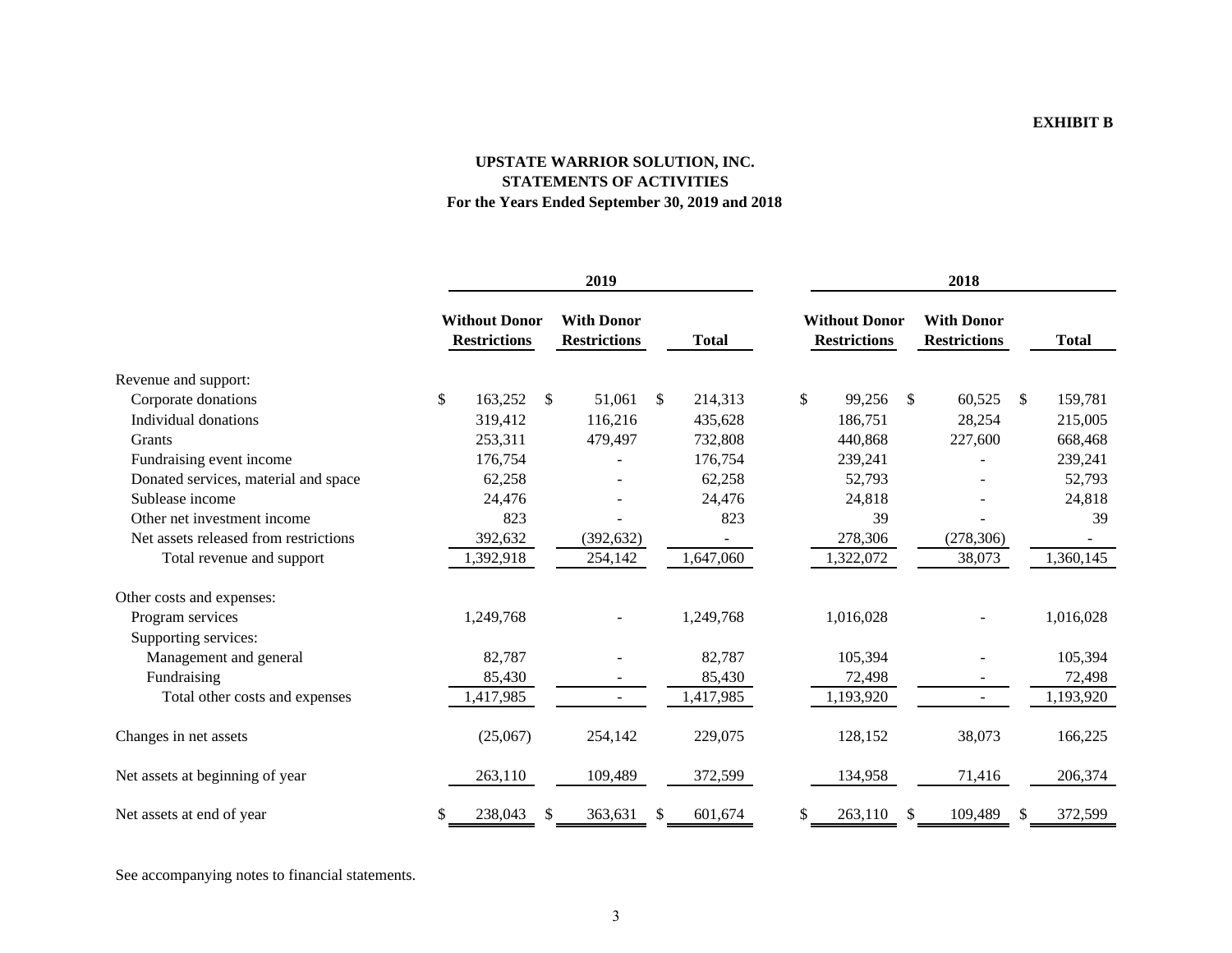**EXHIBIT B**

# UPSTATE WARRIOR SOLUTION, INC.
## STATEMENTS OF ACTIVITIES
### For the Years Ended September 30, 2019 and 2018

| | 2019 | | | 2018 | | |
|---|---|---|---|---|---|---|
| | **Without Donor Restrictions** | **With Donor Restrictions** | **Total** | **Without Donor Restrictions** | **With Donor Restrictions** | **Total** |
| Revenue and support: | | | | | | |
| Corporate donations | $ 163,252 | $ 51,061 | $ 214,313 | $ 99,256 | $ 60,525 | $ 159,781 |
| Individual donations | 319,412 | 116,216 | 435,628 | 186,751 | 28,254 | 215,005 |
| Grants | 253,311 | 479,497 | 732,808 | 440,868 | 227,600 | 668,468 |
| Fundraising event income | 176,754 | - | 176,754 | 239,241 | - | 239,241 |
| Donated services, material and space | 62,258 | - | 62,258 | 52,793 | - | 52,793 |
| Sublease income | 24,476 | - | 24,476 | 24,818 | - | 24,818 |
| Other net investment income | 823 | - | 823 | 39 | - | 39 |
| Net assets released from restrictions | 392,632 | (392,632) | - | 278,306 | (278,306) | - |
| Total revenue and support | 1,392,918 | 254,142 | 1,647,060 | 1,322,072 | 38,073 | 1,360,145 |
| Other costs and expenses: | | | | | | |
| Program services | 1,249,768 | - | 1,249,768 | 1,016,028 | - | 1,016,028 |
| Supporting services: | | | | | | |
| Management and general | 82,787 | - | 82,787 | 105,394 | - | 105,394 |
| Fundraising | 85,430 | - | 85,430 | 72,498 | - | 72,498 |
| Total other costs and expenses | 1,417,985 | - | 1,417,985 | 1,193,920 | - | 1,193,920 |
| Changes in net assets | (25,067) | 254,142 | 229,075 | 128,152 | 38,073 | 166,225 |
| Net assets at beginning of year | 263,110 | 109,489 | 372,599 | 134,958 | 71,416 | 206,374 |
| Net assets at end of year | $ 238,043 | $ 363,631 | $ 601,674 | $ 263,110 | $ 109,489 | $ 372,599 |

See accompanying notes to financial statements.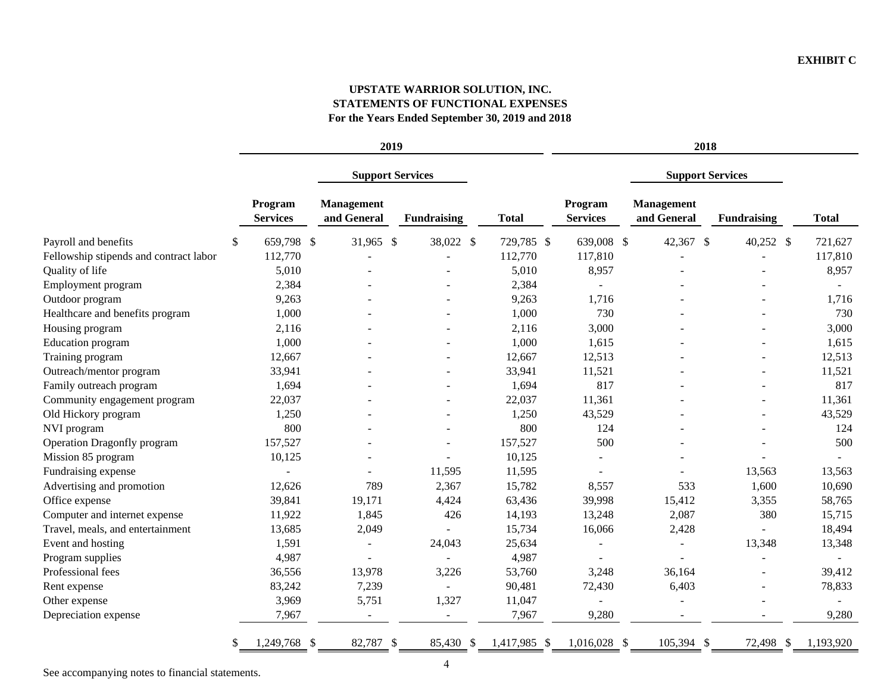**EXHIBIT C**

**UPSTATE WARRIOR SOLUTION, INC.**
**STATEMENTS OF FUNCTIONAL EXPENSES**
**For the Years Ended September 30, 2019 and 2018**

| | 2019 | | | | 2018 | | | |
|---|---|---|---|---|---|---|---|---|
| | | Support Services | | | | Support Services | | |
| | Program Services | Management and General | Fundraising | Total | Program Services | Management and General | Fundraising | Total |
| Payroll and benefits | $ 659,798 | $ 31,965 | $ 38,022 | $ 729,785 | $ 639,008 | $ 42,367 | $ 40,252 | $ 721,627 |
| Fellowship stipends and contract labor | 112,770 | - | - | 112,770 | 117,810 | - | - | 117,810 |
| Quality of life | 5,010 | - | - | 5,010 | 8,957 | - | - | 8,957 |
| Employment program | 2,384 | - | - | 2,384 | - | - | - | - |
| Outdoor program | 9,263 | - | - | 9,263 | 1,716 | - | - | 1,716 |
| Healthcare and benefits program | 1,000 | - | - | 1,000 | 730 | - | - | 730 |
| Housing program | 2,116 | - | - | 2,116 | 3,000 | - | - | 3,000 |
| Education program | 1,000 | - | - | 1,000 | 1,615 | - | - | 1,615 |
| Training program | 12,667 | - | - | 12,667 | 12,513 | - | - | 12,513 |
| Outreach/mentor program | 33,941 | - | - | 33,941 | 11,521 | - | - | 11,521 |
| Family outreach program | 1,694 | - | - | 1,694 | 817 | - | - | 817 |
| Community engagement program | 22,037 | - | - | 22,037 | 11,361 | - | - | 11,361 |
| Old Hickory program | 1,250 | - | - | 1,250 | 43,529 | - | - | 43,529 |
| NVI program | 800 | - | - | 800 | 124 | - | - | 124 |
| Operation Dragonfly program | 157,527 | - | - | 157,527 | 500 | - | - | 500 |
| Mission 85 program | 10,125 | - | - | 10,125 | - | - | - | - |
| Fundraising expense | - | - | 11,595 | 11,595 | - | - | 13,563 | 13,563 |
| Advertising and promotion | 12,626 | 789 | 2,367 | 15,782 | 8,557 | 533 | 1,600 | 10,690 |
| Office expense | 39,841 | 19,171 | 4,424 | 63,436 | 39,998 | 15,412 | 3,355 | 58,765 |
| Computer and internet expense | 11,922 | 1,845 | 426 | 14,193 | 13,248 | 2,087 | 380 | 15,715 |
| Travel, meals, and entertainment | 13,685 | 2,049 | - | 15,734 | 16,066 | 2,428 | - | 18,494 |
| Event and hosting | 1,591 | - | 24,043 | 25,634 | - | - | 13,348 | 13,348 |
| Program supplies | 4,987 | - | - | 4,987 | - | - | - | - |
| Professional fees | 36,556 | 13,978 | 3,226 | 53,760 | 3,248 | 36,164 | - | 39,412 |
| Rent expense | 83,242 | 7,239 | - | 90,481 | 72,430 | 6,403 | - | 78,833 |
| Other expense | 3,969 | 5,751 | 1,327 | 11,047 | - | - | - | - |
| Depreciation expense | 7,967 | - | - | 7,967 | 9,280 | - | - | 9,280 |
| | $ 1,249,768 | $ 82,787 | $ 85,430 | $ 1,417,985 | $ 1,016,028 | $ 105,394 | $ 72,498 | $ 1,193,920 |

See accompanying notes to financial statements.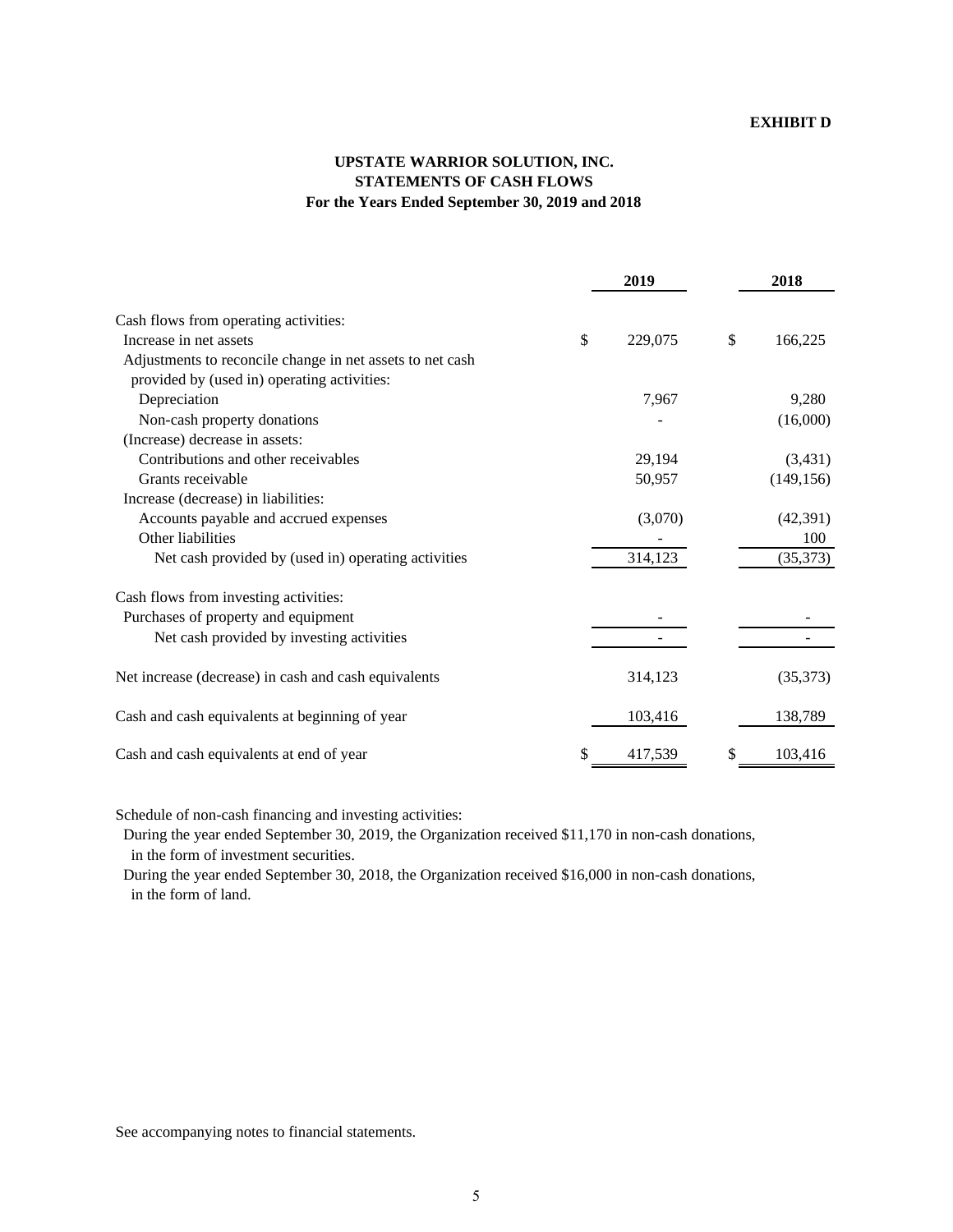**EXHIBIT D**

# UPSTATE WARRIOR SOLUTION, INC.
## STATEMENTS OF CASH FLOWS
### For the Years Ended September 30, 2019 and 2018

| | 2019 | 2018 |
|---|---|---|
| Cash flows from operating activities: | | |
| Increase in net assets | $ 229,075 | $ 166,225 |
| Adjustments to reconcile change in net assets to net cash provided by (used in) operating activities: | | |
| Depreciation | 7,967 | 9,280 |
| Non-cash property donations | - | (16,000) |
| (Increase) decrease in assets: | | |
| Contributions and other receivables | 29,194 | (3,431) |
| Grants receivable | 50,957 | (149,156) |
| Increase (decrease) in liabilities: | | |
| Accounts payable and accrued expenses | (3,070) | (42,391) |
| Other liabilities | - | 100 |
| Net cash provided by (used in) operating activities | 314,123 | (35,373) |
| Cash flows from investing activities: | | |
| Purchases of property and equipment | - | - |
| Net cash provided by investing activities | - | - |
| Net increase (decrease) in cash and cash equivalents | 314,123 | (35,373) |
| Cash and cash equivalents at beginning of year | 103,416 | 138,789 |
| Cash and cash equivalents at end of year | $ 417,539 | $ 103,416 |

Schedule of non-cash financing and investing activities:

During the year ended September 30, 2019, the Organization received $11,170 in non-cash donations, in the form of investment securities.

During the year ended September 30, 2018, the Organization received $16,000 in non-cash donations, in the form of land.

See accompanying notes to financial statements.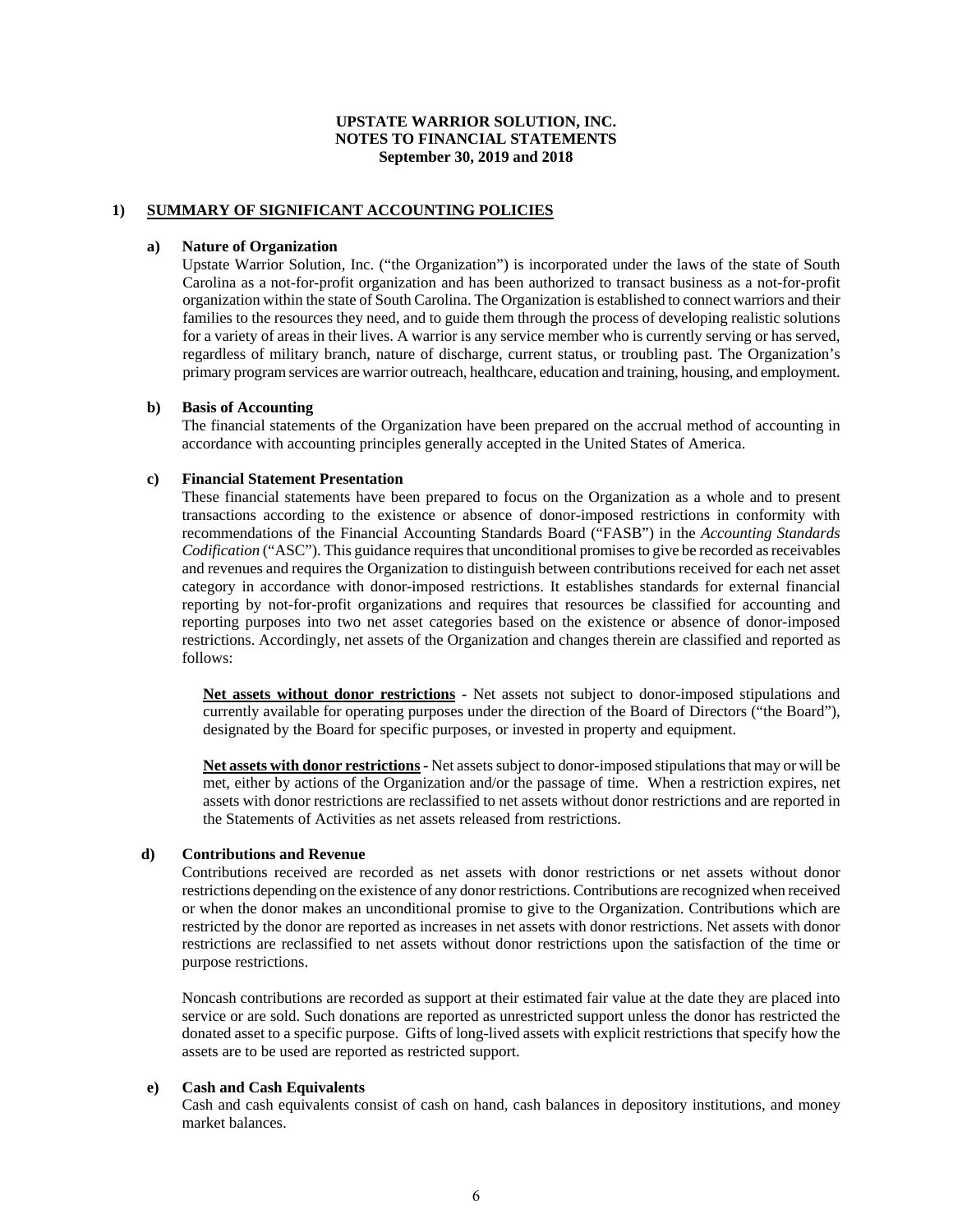**UPSTATE WARRIOR SOLUTION, INC.**
**NOTES TO FINANCIAL STATEMENTS**
**September 30, 2019 and 2018**

## 1) SUMMARY OF SIGNIFICANT ACCOUNTING POLICIES

### a) Nature of Organization

Upstate Warrior Solution, Inc. ("the Organization") is incorporated under the laws of the state of South Carolina as a not-for-profit organization and has been authorized to transact business as a not-for-profit organization within the state of South Carolina. The Organization is established to connect warriors and their families to the resources they need, and to guide them through the process of developing realistic solutions for a variety of areas in their lives. A warrior is any service member who is currently serving or has served, regardless of military branch, nature of discharge, current status, or troubling past. The Organization's primary program services are warrior outreach, healthcare, education and training, housing, and employment.

### b) Basis of Accounting

The financial statements of the Organization have been prepared on the accrual method of accounting in accordance with accounting principles generally accepted in the United States of America.

### c) Financial Statement Presentation

These financial statements have been prepared to focus on the Organization as a whole and to present transactions according to the existence or absence of donor-imposed restrictions in conformity with recommendations of the Financial Accounting Standards Board ("FASB") in the *Accounting Standards Codification* ("ASC"). This guidance requires that unconditional promises to give be recorded as receivables and revenues and requires the Organization to distinguish between contributions received for each net asset category in accordance with donor-imposed restrictions. It establishes standards for external financial reporting by not-for-profit organizations and requires that resources be classified for accounting and reporting purposes into two net asset categories based on the existence or absence of donor-imposed restrictions. Accordingly, net assets of the Organization and changes therein are classified and reported as follows:

**Net assets without donor restrictions** - Net assets not subject to donor-imposed stipulations and currently available for operating purposes under the direction of the Board of Directors ("the Board"), designated by the Board for specific purposes, or invested in property and equipment.

**Net assets with donor restrictions** - Net assets subject to donor-imposed stipulations that may or will be met, either by actions of the Organization and/or the passage of time. When a restriction expires, net assets with donor restrictions are reclassified to net assets without donor restrictions and are reported in the Statements of Activities as net assets released from restrictions.

### d) Contributions and Revenue

Contributions received are recorded as net assets with donor restrictions or net assets without donor restrictions depending on the existence of any donor restrictions. Contributions are recognized when received or when the donor makes an unconditional promise to give to the Organization. Contributions which are restricted by the donor are reported as increases in net assets with donor restrictions. Net assets with donor restrictions are reclassified to net assets without donor restrictions upon the satisfaction of the time or purpose restrictions.

Noncash contributions are recorded as support at their estimated fair value at the date they are placed into service or are sold. Such donations are reported as unrestricted support unless the donor has restricted the donated asset to a specific purpose. Gifts of long-lived assets with explicit restrictions that specify how the assets are to be used are reported as restricted support.

### e) Cash and Cash Equivalents

Cash and cash equivalents consist of cash on hand, cash balances in depository institutions, and money market balances.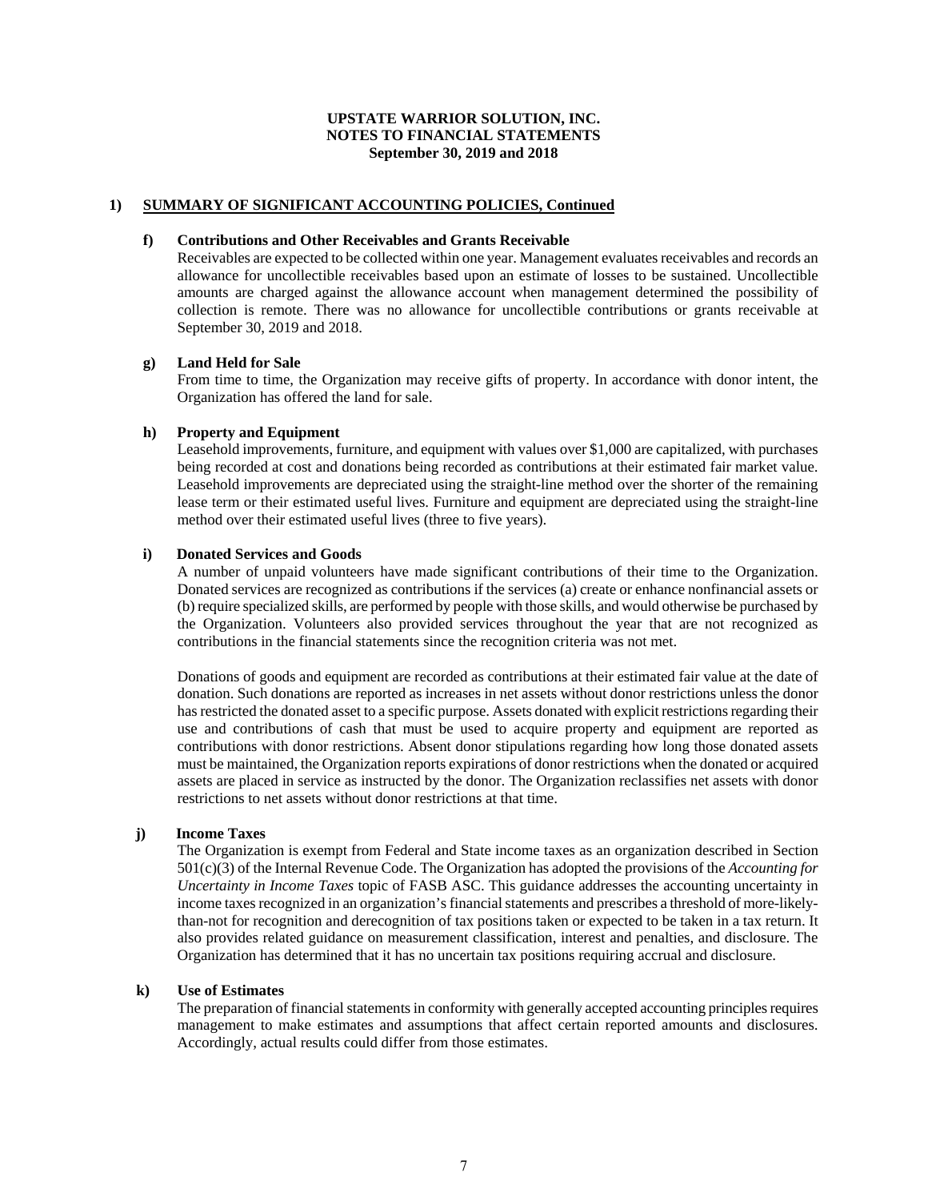**UPSTATE WARRIOR SOLUTION, INC.**
**NOTES TO FINANCIAL STATEMENTS**
**September 30, 2019 and 2018**

## 1) SUMMARY OF SIGNIFICANT ACCOUNTING POLICIES, Continued

### f) Contributions and Other Receivables and Grants Receivable

Receivables are expected to be collected within one year. Management evaluates receivables and records an allowance for uncollectible receivables based upon an estimate of losses to be sustained. Uncollectible amounts are charged against the allowance account when management determined the possibility of collection is remote. There was no allowance for uncollectible contributions or grants receivable at September 30, 2019 and 2018.

### g) Land Held for Sale

From time to time, the Organization may receive gifts of property. In accordance with donor intent, the Organization has offered the land for sale.

### h) Property and Equipment

Leasehold improvements, furniture, and equipment with values over $1,000 are capitalized, with purchases being recorded at cost and donations being recorded as contributions at their estimated fair market value. Leasehold improvements are depreciated using the straight-line method over the shorter of the remaining lease term or their estimated useful lives. Furniture and equipment are depreciated using the straight-line method over their estimated useful lives (three to five years).

### i) Donated Services and Goods

A number of unpaid volunteers have made significant contributions of their time to the Organization. Donated services are recognized as contributions if the services (a) create or enhance nonfinancial assets or (b) require specialized skills, are performed by people with those skills, and would otherwise be purchased by the Organization. Volunteers also provided services throughout the year that are not recognized as contributions in the financial statements since the recognition criteria was not met.

Donations of goods and equipment are recorded as contributions at their estimated fair value at the date of donation. Such donations are reported as increases in net assets without donor restrictions unless the donor has restricted the donated asset to a specific purpose. Assets donated with explicit restrictions regarding their use and contributions of cash that must be used to acquire property and equipment are reported as contributions with donor restrictions. Absent donor stipulations regarding how long those donated assets must be maintained, the Organization reports expirations of donor restrictions when the donated or acquired assets are placed in service as instructed by the donor. The Organization reclassifies net assets with donor restrictions to net assets without donor restrictions at that time.

### j) Income Taxes

The Organization is exempt from Federal and State income taxes as an organization described in Section 501(c)(3) of the Internal Revenue Code. The Organization has adopted the provisions of the *Accounting for Uncertainty in Income Taxes* topic of FASB ASC. This guidance addresses the accounting uncertainty in income taxes recognized in an organization's financial statements and prescribes a threshold of more-likely-than-not for recognition and derecognition of tax positions taken or expected to be taken in a tax return. It also provides related guidance on measurement classification, interest and penalties, and disclosure. The Organization has determined that it has no uncertain tax positions requiring accrual and disclosure.

### k) Use of Estimates

The preparation of financial statements in conformity with generally accepted accounting principles requires management to make estimates and assumptions that affect certain reported amounts and disclosures. Accordingly, actual results could differ from those estimates.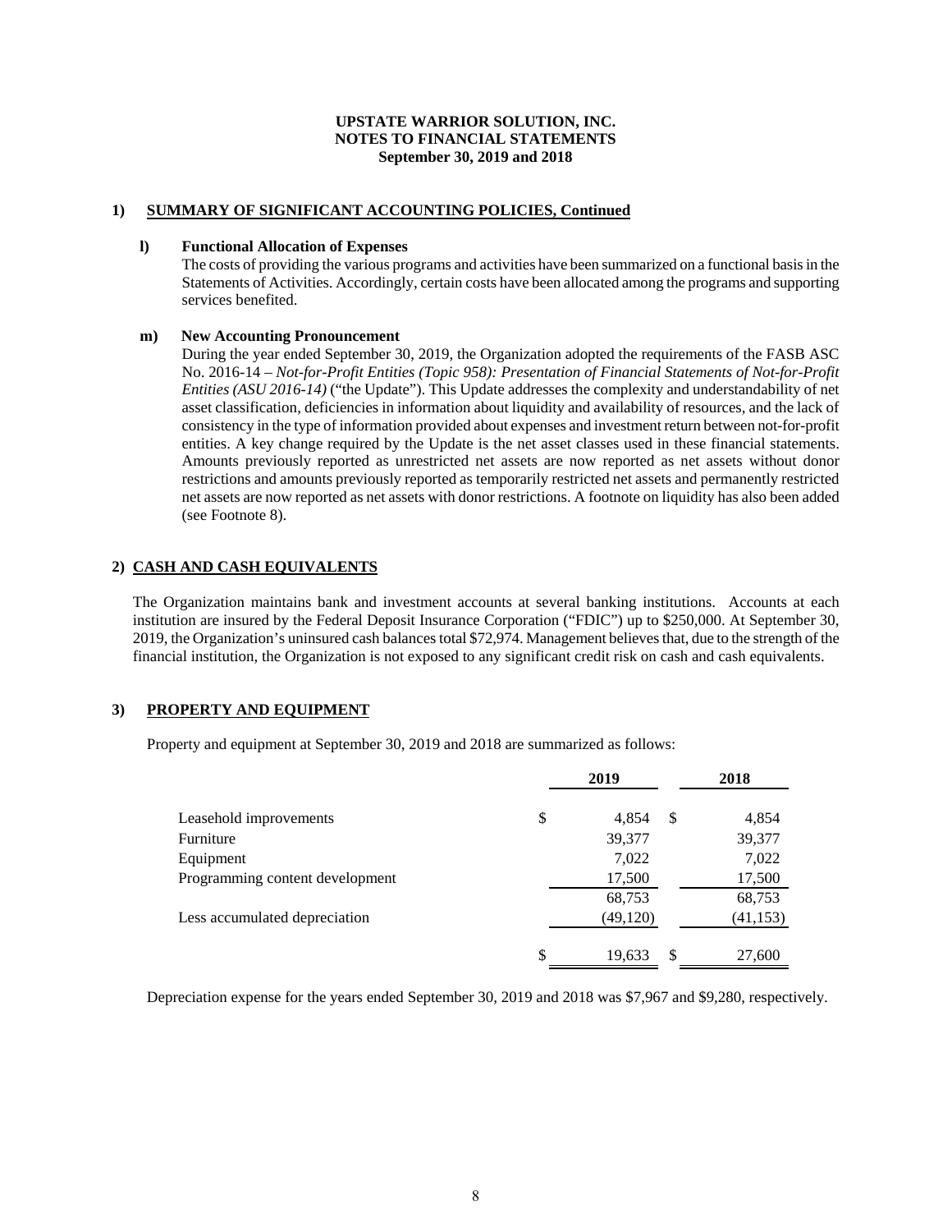**UPSTATE WARRIOR SOLUTION, INC.**
**NOTES TO FINANCIAL STATEMENTS**
**September 30, 2019 and 2018**

## 1) SUMMARY OF SIGNIFICANT ACCOUNTING POLICIES, Continued

**l) Functional Allocation of Expenses**

The costs of providing the various programs and activities have been summarized on a functional basis in the Statements of Activities. Accordingly, certain costs have been allocated among the programs and supporting services benefited.

**m) New Accounting Pronouncement**

During the year ended September 30, 2019, the Organization adopted the requirements of the FASB ASC No. 2016-14 – *Not-for-Profit Entities (Topic 958): Presentation of Financial Statements of Not-for-Profit Entities (ASU 2016-14)* ("the Update"). This Update addresses the complexity and understandability of net asset classification, deficiencies in information about liquidity and availability of resources, and the lack of consistency in the type of information provided about expenses and investment return between not-for-profit entities. A key change required by the Update is the net asset classes used in these financial statements. Amounts previously reported as unrestricted net assets are now reported as net assets without donor restrictions and amounts previously reported as temporarily restricted net assets and permanently restricted net assets are now reported as net assets with donor restrictions. A footnote on liquidity has also been added (see Footnote 8).

## 2) CASH AND CASH EQUIVALENTS

The Organization maintains bank and investment accounts at several banking institutions. Accounts at each institution are insured by the Federal Deposit Insurance Corporation ("FDIC") up to $250,000. At September 30, 2019, the Organization's uninsured cash balances total $72,974. Management believes that, due to the strength of the financial institution, the Organization is not exposed to any significant credit risk on cash and cash equivalents.

## 3) PROPERTY AND EQUIPMENT

Property and equipment at September 30, 2019 and 2018 are summarized as follows:

| | 2019 | 2018 |
|---|---|---|
| Leasehold improvements | $ 4,854 | $ 4,854 |
| Furniture | 39,377 | 39,377 |
| Equipment | 7,022 | 7,022 |
| Programming content development | 17,500 | 17,500 |
| | 68,753 | 68,753 |
| Less accumulated depreciation | (49,120) | (41,153) |
| | $ 19,633 | $ 27,600 |

Depreciation expense for the years ended September 30, 2019 and 2018 was $7,967 and $9,280, respectively.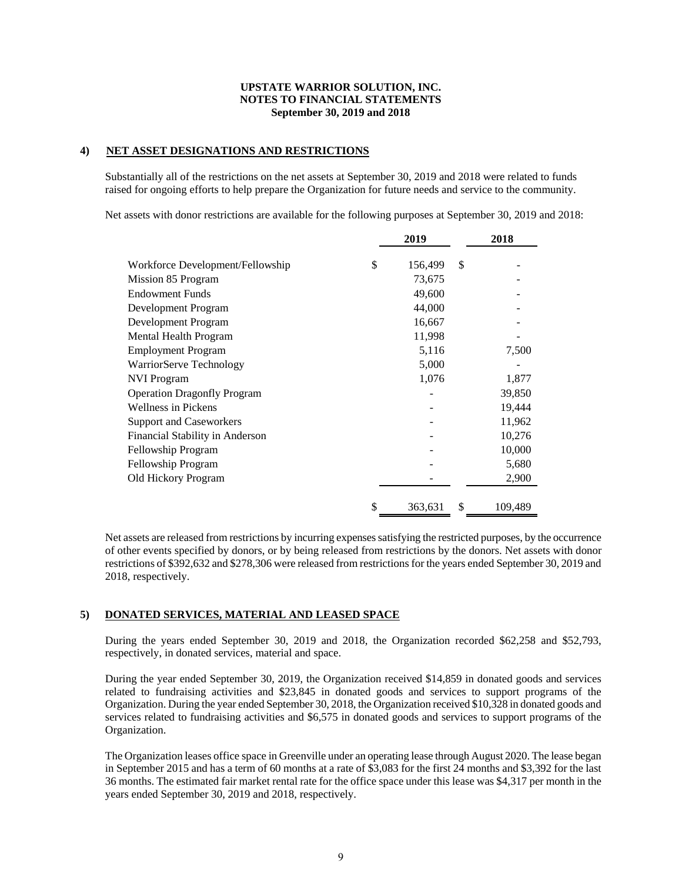**UPSTATE WARRIOR SOLUTION, INC.**
**NOTES TO FINANCIAL STATEMENTS**
**September 30, 2019 and 2018**

## 4) NET ASSET DESIGNATIONS AND RESTRICTIONS

Substantially all of the restrictions on the net assets at September 30, 2019 and 2018 were related to funds raised for ongoing efforts to help prepare the Organization for future needs and service to the community.

Net assets with donor restrictions are available for the following purposes at September 30, 2019 and 2018:

| | 2019 | 2018 |
|---|---|---|
| Workforce Development/Fellowship | $ 156,499 | $ - |
| Mission 85 Program | 73,675 | - |
| Endowment Funds | 49,600 | - |
| Development Program | 44,000 | - |
| Development Program | 16,667 | - |
| Mental Health Program | 11,998 | - |
| Employment Program | 5,116 | 7,500 |
| WarriorServe Technology | 5,000 | - |
| NVI Program | 1,076 | 1,877 |
| Operation Dragonfly Program | - | 39,850 |
| Wellness in Pickens | - | 19,444 |
| Support and Caseworkers | - | 11,962 |
| Financial Stability in Anderson | - | 10,276 |
| Fellowship Program | - | 10,000 |
| Fellowship Program | - | 5,680 |
| Old Hickory Program | - | 2,900 |
| | $ 363,631 | $ 109,489 |

Net assets are released from restrictions by incurring expenses satisfying the restricted purposes, by the occurrence of other events specified by donors, or by being released from restrictions by the donors. Net assets with donor restrictions of $392,632 and $278,306 were released from restrictions for the years ended September 30, 2019 and 2018, respectively.

## 5) DONATED SERVICES, MATERIAL AND LEASED SPACE

During the years ended September 30, 2019 and 2018, the Organization recorded $62,258 and $52,793, respectively, in donated services, material and space.

During the year ended September 30, 2019, the Organization received $14,859 in donated goods and services related to fundraising activities and $23,845 in donated goods and services to support programs of the Organization. During the year ended September 30, 2018, the Organization received $10,328 in donated goods and services related to fundraising activities and $6,575 in donated goods and services to support programs of the Organization.

The Organization leases office space in Greenville under an operating lease through August 2020. The lease began in September 2015 and has a term of 60 months at a rate of $3,083 for the first 24 months and $3,392 for the last 36 months. The estimated fair market rental rate for the office space under this lease was $4,317 per month in the years ended September 30, 2019 and 2018, respectively.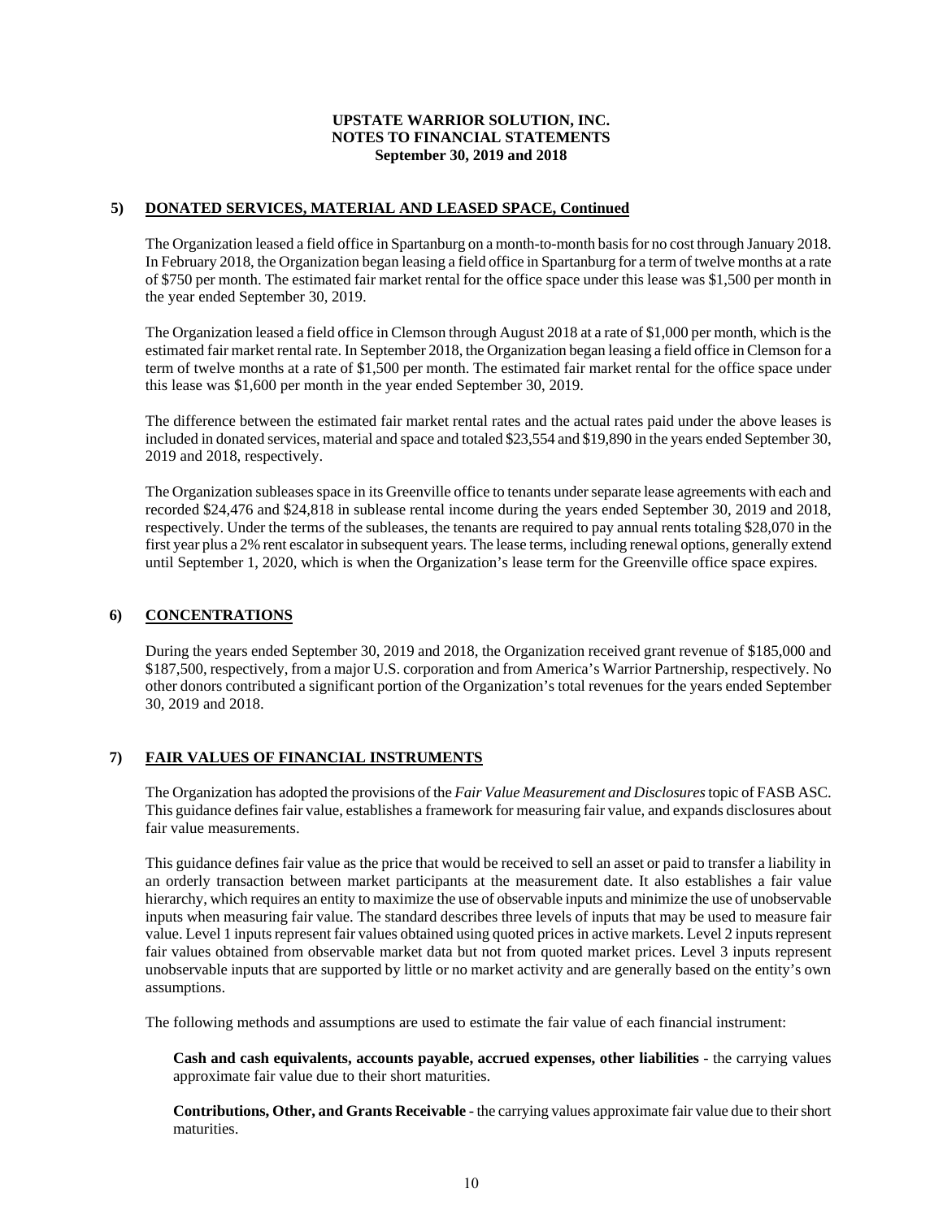## 5) DONATED SERVICES, MATERIAL AND LEASED SPACE, Continued

The Organization leased a field office in Spartanburg on a month-to-month basis for no cost through January 2018. In February 2018, the Organization began leasing a field office in Spartanburg for a term of twelve months at a rate of $750 per month. The estimated fair market rental for the office space under this lease was $1,500 per month in the year ended September 30, 2019.

The Organization leased a field office in Clemson through August 2018 at a rate of $1,000 per month, which is the estimated fair market rental rate. In September 2018, the Organization began leasing a field office in Clemson for a term of twelve months at a rate of $1,500 per month. The estimated fair market rental for the office space under this lease was $1,600 per month in the year ended September 30, 2019.

The difference between the estimated fair market rental rates and the actual rates paid under the above leases is included in donated services, material and space and totaled $23,554 and $19,890 in the years ended September 30, 2019 and 2018, respectively.

The Organization subleases space in its Greenville office to tenants under separate lease agreements with each and recorded $24,476 and $24,818 in sublease rental income during the years ended September 30, 2019 and 2018, respectively. Under the terms of the subleases, the tenants are required to pay annual rents totaling $28,070 in the first year plus a 2% rent escalator in subsequent years. The lease terms, including renewal options, generally extend until September 1, 2020, which is when the Organization's lease term for the Greenville office space expires.

## 6) CONCENTRATIONS

During the years ended September 30, 2019 and 2018, the Organization received grant revenue of $185,000 and $187,500, respectively, from a major U.S. corporation and from America's Warrior Partnership, respectively. No other donors contributed a significant portion of the Organization's total revenues for the years ended September 30, 2019 and 2018.

## 7) FAIR VALUES OF FINANCIAL INSTRUMENTS

The Organization has adopted the provisions of the *Fair Value Measurement and Disclosures* topic of FASB ASC. This guidance defines fair value, establishes a framework for measuring fair value, and expands disclosures about fair value measurements.

This guidance defines fair value as the price that would be received to sell an asset or paid to transfer a liability in an orderly transaction between market participants at the measurement date. It also establishes a fair value hierarchy, which requires an entity to maximize the use of observable inputs and minimize the use of unobservable inputs when measuring fair value. The standard describes three levels of inputs that may be used to measure fair value. Level 1 inputs represent fair values obtained using quoted prices in active markets. Level 2 inputs represent fair values obtained from observable market data but not from quoted market prices. Level 3 inputs represent unobservable inputs that are supported by little or no market activity and are generally based on the entity's own assumptions.

The following methods and assumptions are used to estimate the fair value of each financial instrument:

**Cash and cash equivalents, accounts payable, accrued expenses, other liabilities** - the carrying values approximate fair value due to their short maturities.

**Contributions, Other, and Grants Receivable** - the carrying values approximate fair value due to their short maturities.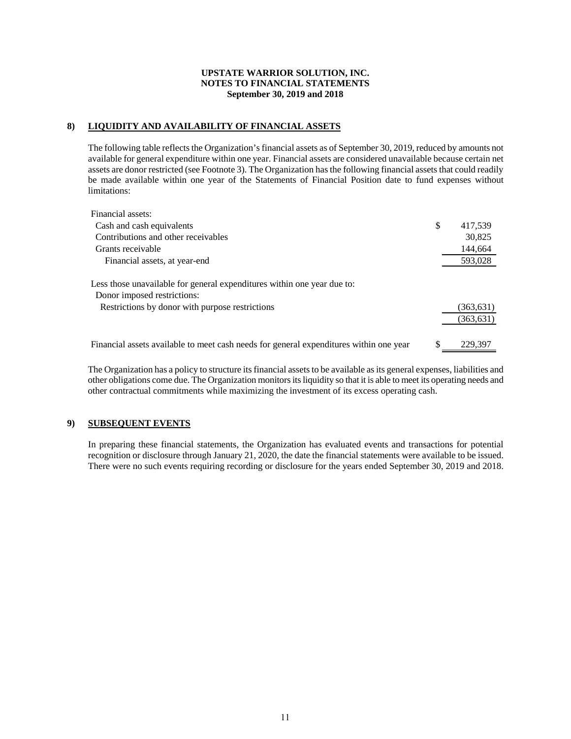**UPSTATE WARRIOR SOLUTION, INC.**
**NOTES TO FINANCIAL STATEMENTS**
**September 30, 2019 and 2018**

## 8) LIQUIDITY AND AVAILABILITY OF FINANCIAL ASSETS

The following table reflects the Organization's financial assets as of September 30, 2019, reduced by amounts not available for general expenditure within one year. Financial assets are considered unavailable because certain net assets are donor restricted (see Footnote 3). The Organization has the following financial assets that could readily be made available within one year of the Statements of Financial Position date to fund expenses without limitations:

| | |
|---|---|
| Financial assets: | |
| Cash and cash equivalents | $ 417,539 |
| Contributions and other receivables | 30,825 |
| Grants receivable | 144,664 |
| Financial assets, at year-end | 593,028 |
| Less those unavailable for general expenditures within one year due to: | |
| Donor imposed restrictions: | |
| Restrictions by donor with purpose restrictions | (363,631) |
| | (363,631) |
| Financial assets available to meet cash needs for general expenditures within one year | $ 229,397 |

The Organization has a policy to structure its financial assets to be available as its general expenses, liabilities and other obligations come due. The Organization monitors its liquidity so that it is able to meet its operating needs and other contractual commitments while maximizing the investment of its excess operating cash.

## 9) SUBSEQUENT EVENTS

In preparing these financial statements, the Organization has evaluated events and transactions for potential recognition or disclosure through January 21, 2020, the date the financial statements were available to be issued. There were no such events requiring recording or disclosure for the years ended September 30, 2019 and 2018.